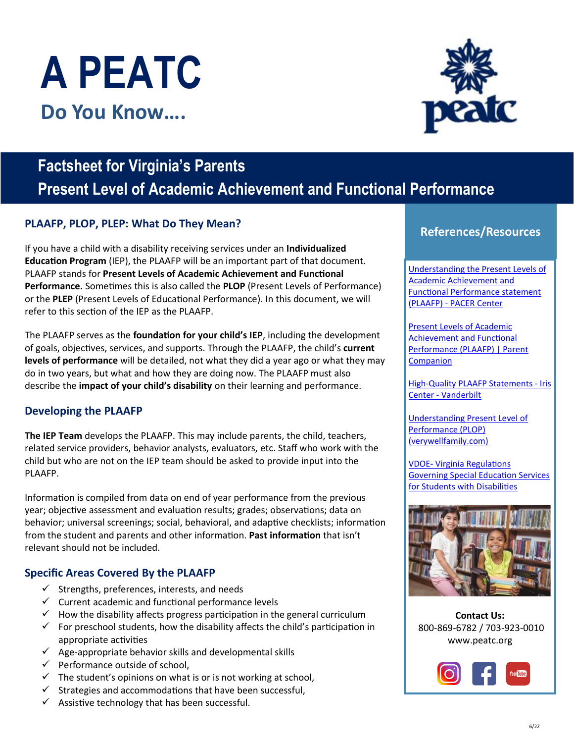# A PEATC

## Do You Know….

## Factsheet for Virginia's Parents
## Present Level of Academic Achievement and Functional Performance

### PLAAFP, PLOP, PLEP: What Do They Mean?

If you have a child with a disability receiving services under an **Individualized Education Program** (IEP), the PLAAFP will be an important part of that document. PLAAFP stands for **Present Levels of Academic Achievement and Functional Performance.** Sometimes this is also called the **PLOP** (Present Levels of Performance) or the **PLEP** (Present Levels of Educational Performance). In this document, we will refer to this section of the IEP as the PLAAFP.

The PLAAFP serves as the **foundation for your child's IEP**, including the development of goals, objectives, services, and supports. Through the PLAAFP, the child's **current levels of performance** will be detailed, not what they did a year ago or what they may do in two years, but what and how they are doing now. The PLAAFP must also describe the **impact of your child's disability** on their learning and performance.

### Developing the PLAAFP

**The IEP Team** develops the PLAAFP. This may include parents, the child, teachers, related service providers, behavior analysts, evaluators, etc. Staff who work with the child but who are not on the IEP team should be asked to provide input into the PLAAFP.

Information is compiled from data on end of year performance from the previous year; objective assessment and evaluation results; grades; observations; data on behavior; universal screenings; social, behavioral, and adaptive checklists; information from the student and parents and other information. **Past information** that isn't relevant should not be included.

### Specific Areas Covered By the PLAAFP

- ✓ Strengths, preferences, interests, and needs
- ✓ Current academic and functional performance levels
- ✓ How the disability affects progress participation in the general curriculum
- ✓ For preschool students, how the disability affects the child's participation in appropriate activities
- ✓ Age-appropriate behavior skills and developmental skills
- ✓ Performance outside of school,
- ✓ The student's opinions on what is or is not working at school,
- ✓ Strategies and accommodations that have been successful,
- ✓ Assistive technology that has been successful.

### References/Resources

Understanding the Present Levels of Academic Achievement and Functional Performance statement (PLAAFP) - PACER Center

Present Levels of Academic Achievement and Functional Performance (PLAAFP) | Parent Companion

High-Quality PLAAFP Statements - Iris Center - Vanderbilt

Understanding Present Level of Performance (PLOP) (verywellfamily.com)

VDOE- Virginia Regulations Governing Special Education Services for Students with Disabilities

**Contact Us:**
800-869-6782 / 703-923-0010
www.peatc.org

6/22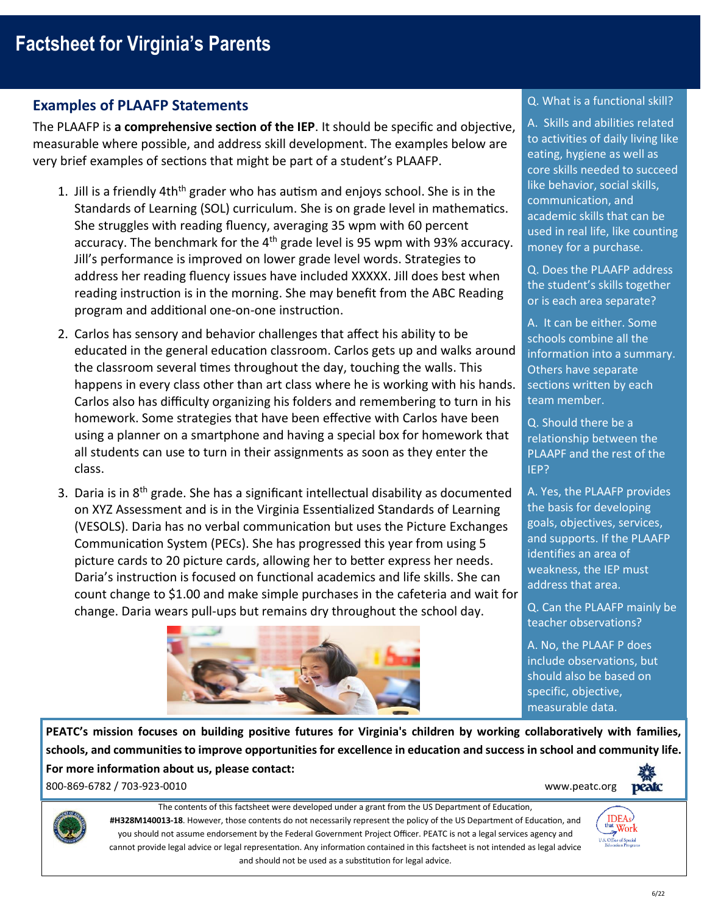# Factsheet for Virginia's Parents

## Examples of PLAAFP Statements

The PLAAFP is **a comprehensive section of the IEP**. It should be specific and objective, measurable where possible, and address skill development. The examples below are very brief examples of sections that might be part of a student's PLAAFP.

1. Jill is a friendly 4thth grader who has autism and enjoys school. She is in the Standards of Learning (SOL) curriculum. She is on grade level in mathematics. She struggles with reading fluency, averaging 35 wpm with 60 percent accuracy. The benchmark for the 4th grade level is 95 wpm with 93% accuracy. Jill's performance is improved on lower grade level words. Strategies to address her reading fluency issues have included XXXXX. Jill does best when reading instruction is in the morning. She may benefit from the ABC Reading program and additional one-on-one instruction.
2. Carlos has sensory and behavior challenges that affect his ability to be educated in the general education classroom. Carlos gets up and walks around the classroom several times throughout the day, touching the walls. This happens in every class other than art class where he is working with his hands. Carlos also has difficulty organizing his folders and remembering to turn in his homework. Some strategies that have been effective with Carlos have been using a planner on a smartphone and having a special box for homework that all students can use to turn in their assignments as soon as they enter the class.
3. Daria is in 8th grade. She has a significant intellectual disability as documented on XYZ Assessment and is in the Virginia Essentialized Standards of Learning (VESOLS). Daria has no verbal communication but uses the Picture Exchanges Communication System (PECs). She has progressed this year from using 5 picture cards to 20 picture cards, allowing her to better express her needs. Daria's instruction is focused on functional academics and life skills. She can count change to $1.00 and make simple purchases in the cafeteria and wait for change. Daria wears pull-ups but remains dry throughout the school day.

Q. What is a functional skill?

A. Skills and abilities related to activities of daily living like eating, hygiene as well as core skills needed to succeed like behavior, social skills, communication, and academic skills that can be used in real life, like counting money for a purchase.

Q. Does the PLAAFP address the student's skills together or is each area separate?

A. It can be either. Some schools combine all the information into a summary. Others have separate sections written by each team member.

Q. Should there be a relationship between the PLAAPF and the rest of the IEP?

A. Yes, the PLAAFP provides the basis for developing goals, objectives, services, and supports. If the PLAAFP identifies an area of weakness, the IEP must address that area.

Q. Can the PLAAFP mainly be teacher observations?

A. No, the PLAAF P does include observations, but should also be based on specific, objective, measurable data.

**PEATC's mission focuses on building positive futures for Virginia's children by working collaboratively with families, schools, and communities to improve opportunities for excellence in education and success in school and community life.**

**For more information about us, please contact:**

800-869-6782 / 703-923-0010

www.peatc.org

The contents of this factsheet were developed under a grant from the US Department of Education, **#H328M140013-18**. However, those contents do not necessarily represent the policy of the US Department of Education, and you should not assume endorsement by the Federal Government Project Officer. PEATC is not a legal services agency and cannot provide legal advice or legal representation. Any information contained in this factsheet is not intended as legal advice and should not be used as a substitution for legal advice.

6/22